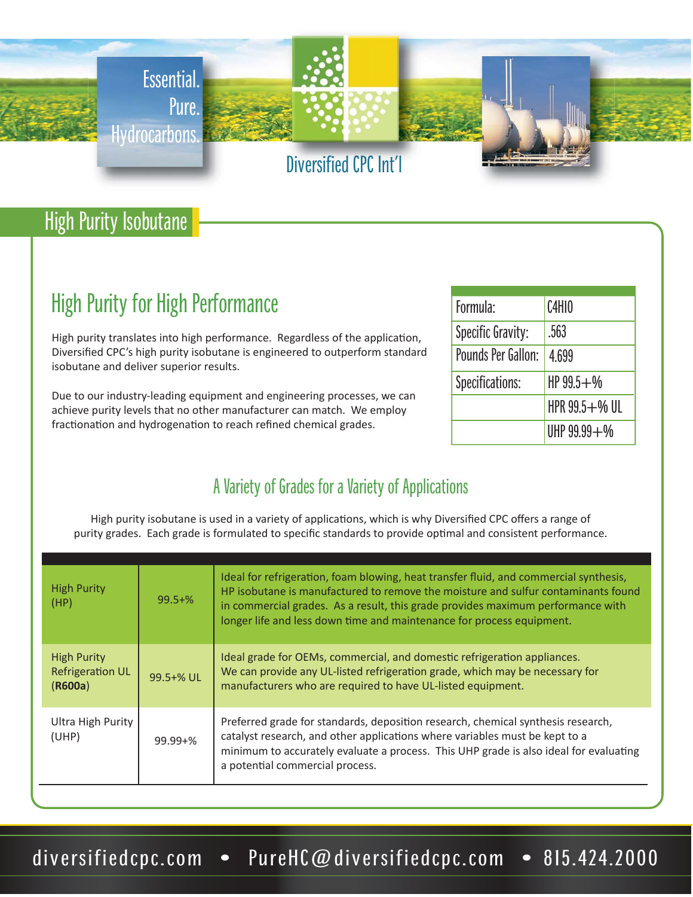Essential.
Pure.
Hydrocarbons.

Diversified CPC Int'l

# High Purity Isobutane

## High Purity for High Performance

High purity translates into high performance. Regardless of the application, Diversified CPC's high purity isobutane is engineered to outperform standard isobutane and deliver superior results.

Due to our industry-leading equipment and engineering processes, we can achieve purity levels that no other manufacturer can match. We employ fractionation and hydrogenation to reach refined chemical grades.

| | |
|---|---|
| Formula: | $C_4H_{10}$ |
| Specific Gravity: | .563 |
| Pounds Per Gallon: | 4.699 |
| Specifications: | HP 99.5+% |
| | HPR 99.5+% UL |
| | UHP 99.99+% |

## A Variety of Grades for a Variety of Applications

High purity isobutane is used in a variety of applications, which is why Diversified CPC offers a range of purity grades. Each grade is formulated to specific standards to provide optimal and consistent performance.

| | | |
|---|---|---|
| High Purity (HP) | 99.5+% | Ideal for refrigeration, foam blowing, heat transfer fluid, and commercial synthesis, HP isobutane is manufactured to remove the moisture and sulfur contaminants found in commercial grades. As a result, this grade provides maximum performance with longer life and less down time and maintenance for process equipment. |
| High Purity Refrigeration UL (**R600a**) | 99.5+% UL | Ideal grade for OEMs, commercial, and domestic refrigeration appliances. We can provide any UL-listed refrigeration grade, which may be necessary for manufacturers who are required to have UL-listed equipment. |
| Ultra High Purity (UHP) | 99.99+% | Preferred grade for standards, deposition research, chemical synthesis research, catalyst research, and other applications where variables must be kept to a minimum to accurately evaluate a process. This UHP grade is also ideal for evaluating a potential commercial process. |

diversifiedcpc.com • PureHC@diversifiedcpc.com • 815.424.2000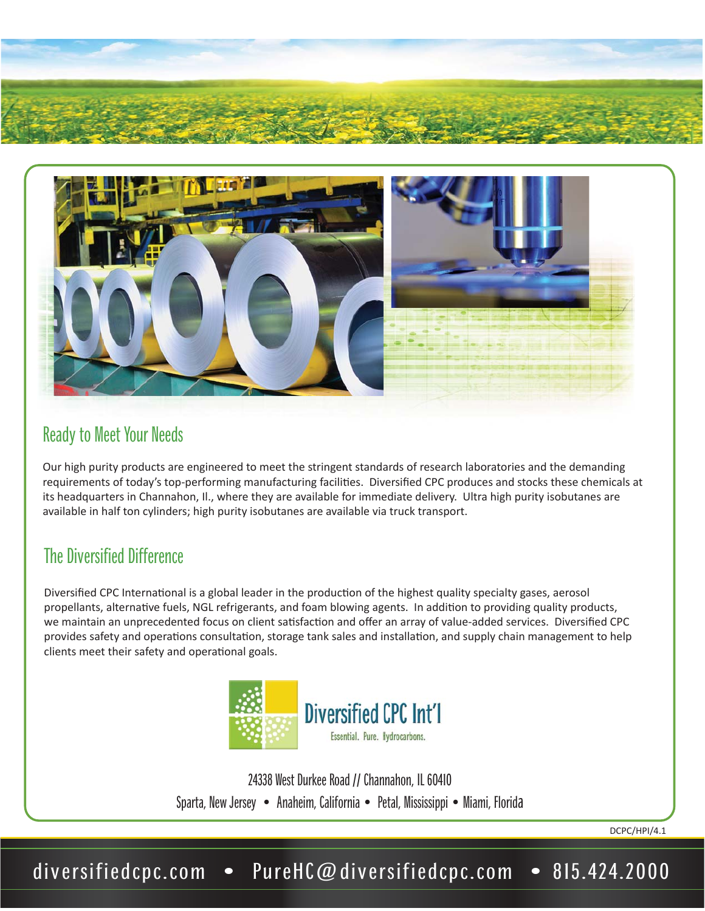## Ready to Meet Your Needs

Our high purity products are engineered to meet the stringent standards of research laboratories and the demanding requirements of today's top-performing manufacturing facilities. Diversified CPC produces and stocks these chemicals at its headquarters in Channahon, Il., where they are available for immediate delivery. Ultra high purity isobutanes are available in half ton cylinders; high purity isobutanes are available via truck transport.

## The Diversified Difference

Diversified CPC International is a global leader in the production of the highest quality specialty gases, aerosol propellants, alternative fuels, NGL refrigerants, and foam blowing agents. In addition to providing quality products, we maintain an unprecedented focus on client satisfaction and offer an array of value-added services. Diversified CPC provides safety and operations consultation, storage tank sales and installation, and supply chain management to help clients meet their safety and operational goals.

Diversified CPC Int'l

Essential. Pure. Hydrocarbons.

24338 West Durkee Road // Channahon, IL 60410

Sparta, New Jersey • Anaheim, California • Petal, Mississippi • Miami, Florida

DCPC/HPI/4.1

diversifiedcpc.com • PureHC@diversifiedcpc.com • 815.424.2000